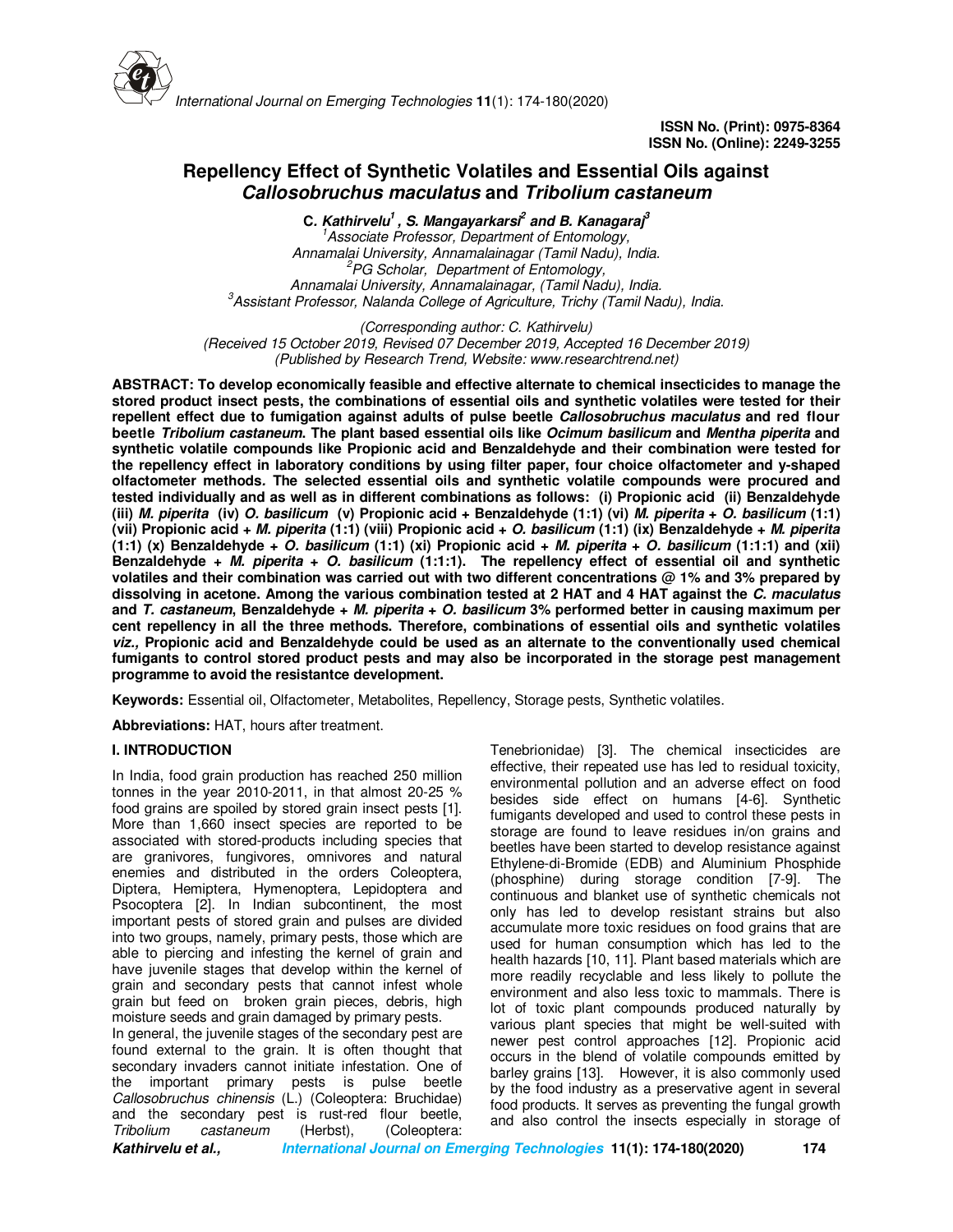ISSN No. (Print): 0975-8364
ISSN No. (Online): 2249-3255

# Repellency Effect of Synthetic Volatiles and Essential Oils against *Callosobruchus maculatus* and *Tribolium castaneum*

**C. Kathirvelu[1], S. Mangayarkarsi[2] and B. Kanagaraj[3]**

[1]*Associate Professor, Department of Entomology, Annamalai University, Annamalainagar (Tamil Nadu), India.*
[2]*PG Scholar, Department of Entomology, Annamalai University, Annamalainagar, (Tamil Nadu), India.*
[3]*Assistant Professor, Nalanda College of Agriculture, Trichy (Tamil Nadu), India.*

*(Corresponding author: C. Kathirvelu)*
*(Received 15 October 2019, Revised 07 December 2019, Accepted 16 December 2019)*
*(Published by Research Trend, Website: www.researchtrend.net)*

**ABSTRACT: To develop economically feasible and effective alternate to chemical insecticides to manage the stored product insect pests, the combinations of essential oils and synthetic volatiles were tested for their repellent effect due to fumigation against adults of pulse beetle *Callosobruchus maculatus* and red flour beetle *Tribolium castaneum*. The plant based essential oils like *Ocimum basilicum* and *Mentha piperita* and synthetic volatile compounds like Propionic acid and Benzaldehyde and their combination were tested for the repellency effect in laboratory conditions by using filter paper, four choice olfactometer and y-shaped olfactometer methods. The selected essential oils and synthetic volatile compounds were procured and tested individually and as well as in different combinations as follows: (i) Propionic acid (ii) Benzaldehyde (iii) *M. piperita* (iv) *O. basilicum* (v) Propionic acid + Benzaldehyde (1:1) (vi) *M. piperita* + *O. basilicum* (1:1) (vii) Propionic acid + *M. piperita* (1:1) (viii) Propionic acid + *O. basilicum* (1:1) (ix) Benzaldehyde + *M. piperita* (1:1) (x) Benzaldehyde + *O. basilicum* (1:1) (xi) Propionic acid + *M. piperita* + *O. basilicum* (1:1:1) and (xii) Benzaldehyde + *M. piperita* + *O. basilicum* (1:1:1). The repellency effect of essential oil and synthetic volatiles and their combination was carried out with two different concentrations @ 1% and 3% prepared by dissolving in acetone. Among the various combination tested at 2 HAT and 4 HAT against the *C. maculatus* and *T. castaneum*, Benzaldehyde + *M. piperita* + *O. basilicum* 3% performed better in causing maximum per cent repellency in all the three methods. Therefore, combinations of essential oils and synthetic volatiles *viz.,* Propionic acid and Benzaldehyde could be used as an alternate to the conventionally used chemical fumigants to control stored product pests and may also be incorporated in the storage pest management programme to avoid the resistantce development.**

**Keywords:** Essential oil, Olfactometer, Metabolites, Repellency, Storage pests, Synthetic volatiles.

**Abbreviations:** HAT, hours after treatment.

## I. INTRODUCTION

In India, food grain production has reached 250 million tonnes in the year 2010-2011, in that almost 20-25 % food grains are spoiled by stored grain insect pests [1]. More than 1,660 insect species are reported to be associated with stored-products including species that are granivores, fungivores, omnivores and natural enemies and distributed in the orders Coleoptera, Diptera, Hemiptera, Hymenoptera, Lepidoptera and Psocoptera [2]. In Indian subcontinent, the most important pests of stored grain and pulses are divided into two groups, namely, primary pests, those which are able to piercing and infesting the kernel of grain and have juvenile stages that develop within the kernel of grain and secondary pests that cannot infest whole grain but feed on broken grain pieces, debris, high moisture seeds and grain damaged by primary pests.

In general, the juvenile stages of the secondary pest are found external to the grain. It is often thought that secondary invaders cannot initiate infestation. One of the important primary pests is pulse beetle *Callosobruchus chinensis* (L.) (Coleoptera: Bruchidae) and the secondary pest is rust-red flour beetle, *Tribolium castaneum* (Herbst), (Coleoptera: Tenebrionidae) [3]. The chemical insecticides are effective, their repeated use has led to residual toxicity, environmental pollution and an adverse effect on food besides side effect on humans [4-6]. Synthetic fumigants developed and used to control these pests in storage are found to leave residues in/on grains and beetles have been started to develop resistance against Ethylene-di-Bromide (EDB) and Aluminium Phosphide (phosphine) during storage condition [7-9]. The continuous and blanket use of synthetic chemicals not only has led to develop resistant strains but also accumulate more toxic residues on food grains that are used for human consumption which has led to the health hazards [10, 11]. Plant based materials which are more readily recyclable and less likely to pollute the environment and also less toxic to mammals. There is lot of toxic plant compounds produced naturally by various plant species that might be well-suited with newer pest control approaches [12]. Propionic acid occurs in the blend of volatile compounds emitted by barley grains [13]. However, it is also commonly used by the food industry as a preservative agent in several food products. It serves as preventing the fungal growth and also control the insects especially in storage of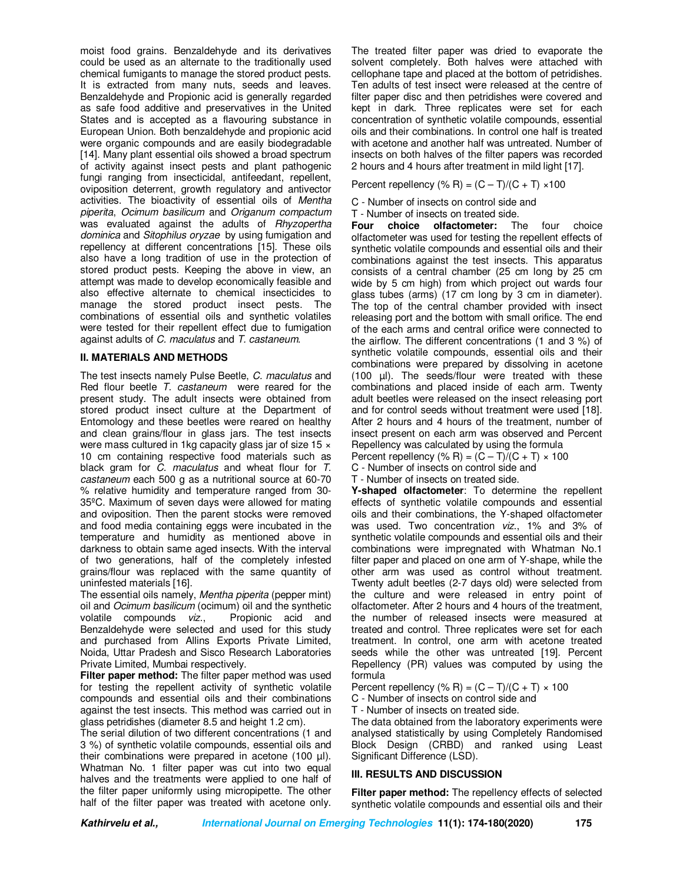moist food grains. Benzaldehyde and its derivatives could be used as an alternate to the traditionally used chemical fumigants to manage the stored product pests. It is extracted from many nuts, seeds and leaves. Benzaldehyde and Propionic acid is generally regarded as safe food additive and preservatives in the United States and is accepted as a flavouring substance in European Union. Both benzaldehyde and propionic acid were organic compounds and are easily biodegradable [14]. Many plant essential oils showed a broad spectrum of activity against insect pests and plant pathogenic fungi ranging from insecticidal, antifeedant, repellent, oviposition deterrent, growth regulatory and antivector activities. The bioactivity of essential oils of *Mentha piperita*, *Ocimum basilicum* and *Origanum compactum* was evaluated against the adults of *Rhyzopertha dominica* and *Sitophilus oryzae* by using fumigation and repellency at different concentrations [15]. These oils also have a long tradition of use in the protection of stored product pests. Keeping the above in view, an attempt was made to develop economically feasible and also effective alternate to chemical insecticides to manage the stored product insect pests. The combinations of essential oils and synthetic volatiles were tested for their repellent effect due to fumigation against adults of *C. maculatus* and *T. castaneum*.

## II. MATERIALS AND METHODS

The test insects namely Pulse Beetle, *C. maculatus* and Red flour beetle *T. castaneum* were reared for the present study. The adult insects were obtained from stored product insect culture at the Department of Entomology and these beetles were reared on healthy and clean grains/flour in glass jars. The test insects were mass cultured in 1kg capacity glass jar of size 15 × 10 cm containing respective food materials such as black gram for *C. maculatus* and wheat flour for *T. castaneum* each 500 g as a nutritional source at 60-70 % relative humidity and temperature ranged from 30-35ºC. Maximum of seven days were allowed for mating and oviposition. Then the parent stocks were removed and food media containing eggs were incubated in the temperature and humidity as mentioned above in darkness to obtain same aged insects. With the interval of two generations, half of the completely infested grains/flour was replaced with the same quantity of uninfested materials [16].

The essential oils namely, *Mentha piperita* (pepper mint) oil and *Ocimum basilicum* (ocimum) oil and the synthetic volatile compounds *viz*., Propionic acid and Benzaldehyde were selected and used for this study and purchased from Allins Exports Private Limited, Noida, Uttar Pradesh and Sisco Research Laboratories Private Limited, Mumbai respectively.

**Filter paper method:** The filter paper method was used for testing the repellent activity of synthetic volatile compounds and essential oils and their combinations against the test insects. This method was carried out in glass petridishes (diameter 8.5 and height 1.2 cm).

The serial dilution of two different concentrations (1 and 3 %) of synthetic volatile compounds, essential oils and their combinations were prepared in acetone (100 µl). Whatman No. 1 filter paper was cut into two equal halves and the treatments were applied to one half of the filter paper uniformly using micropipette. The other half of the filter paper was treated with acetone only. The treated filter paper was dried to evaporate the solvent completely. Both halves were attached with cellophane tape and placed at the bottom of petridishes. Ten adults of test insect were released at the centre of filter paper disc and then petridishes were covered and kept in dark. Three replicates were set for each concentration of synthetic volatile compounds, essential oils and their combinations. In control one half is treated with acetone and another half was untreated. Number of insects on both halves of the filter papers was recorded 2 hours and 4 hours after treatment in mild light [17].

Percent repellency (% R) = (C – T)/(C + T) ×100

C - Number of insects on control side and

T - Number of insects on treated side.

**Four choice olfactometer:** The four choice olfactometer was used for testing the repellent effects of synthetic volatile compounds and essential oils and their combinations against the test insects. This apparatus consists of a central chamber (25 cm long by 25 cm wide by 5 cm high) from which project out wards four glass tubes (arms) (17 cm long by 3 cm in diameter). The top of the central chamber provided with insect releasing port and the bottom with small orifice. The end of the each arms and central orifice were connected to the airflow. The different concentrations (1 and 3 %) of synthetic volatile compounds, essential oils and their combinations were prepared by dissolving in acetone (100 µl). The seeds/flour were treated with these combinations and placed inside of each arm. Twenty adult beetles were released on the insect releasing port and for control seeds without treatment were used [18]. After 2 hours and 4 hours of the treatment, number of insect present on each arm was observed and Percent Repellency was calculated by using the formula

Percent repellency (% R) = (C – T)/(C + T) × 100

C - Number of insects on control side and

T - Number of insects on treated side.

**Y-shaped olfactometer**: To determine the repellent effects of synthetic volatile compounds and essential oils and their combinations, the Y-shaped olfactometer was used. Two concentration *viz*., 1% and 3% of synthetic volatile compounds and essential oils and their combinations were impregnated with Whatman No.1 filter paper and placed on one arm of Y-shape, while the other arm was used as control without treatment. Twenty adult beetles (2-7 days old) were selected from the culture and were released in entry point of olfactometer. After 2 hours and 4 hours of the treatment, the number of released insects were measured at treated and control. Three replicates were set for each treatment. In control, one arm with acetone treated seeds while the other was untreated [19]. Percent Repellency (PR) values was computed by using the formula

Percent repellency (% R) = (C – T)/(C + T) × 100

C - Number of insects on control side and

T - Number of insects on treated side.

The data obtained from the laboratory experiments were analysed statistically by using Completely Randomised Block Design (CRBD) and ranked using Least Significant Difference (LSD).

## III. RESULTS AND DISCUSSION

**Filter paper method:** The repellency effects of selected synthetic volatile compounds and essential oils and their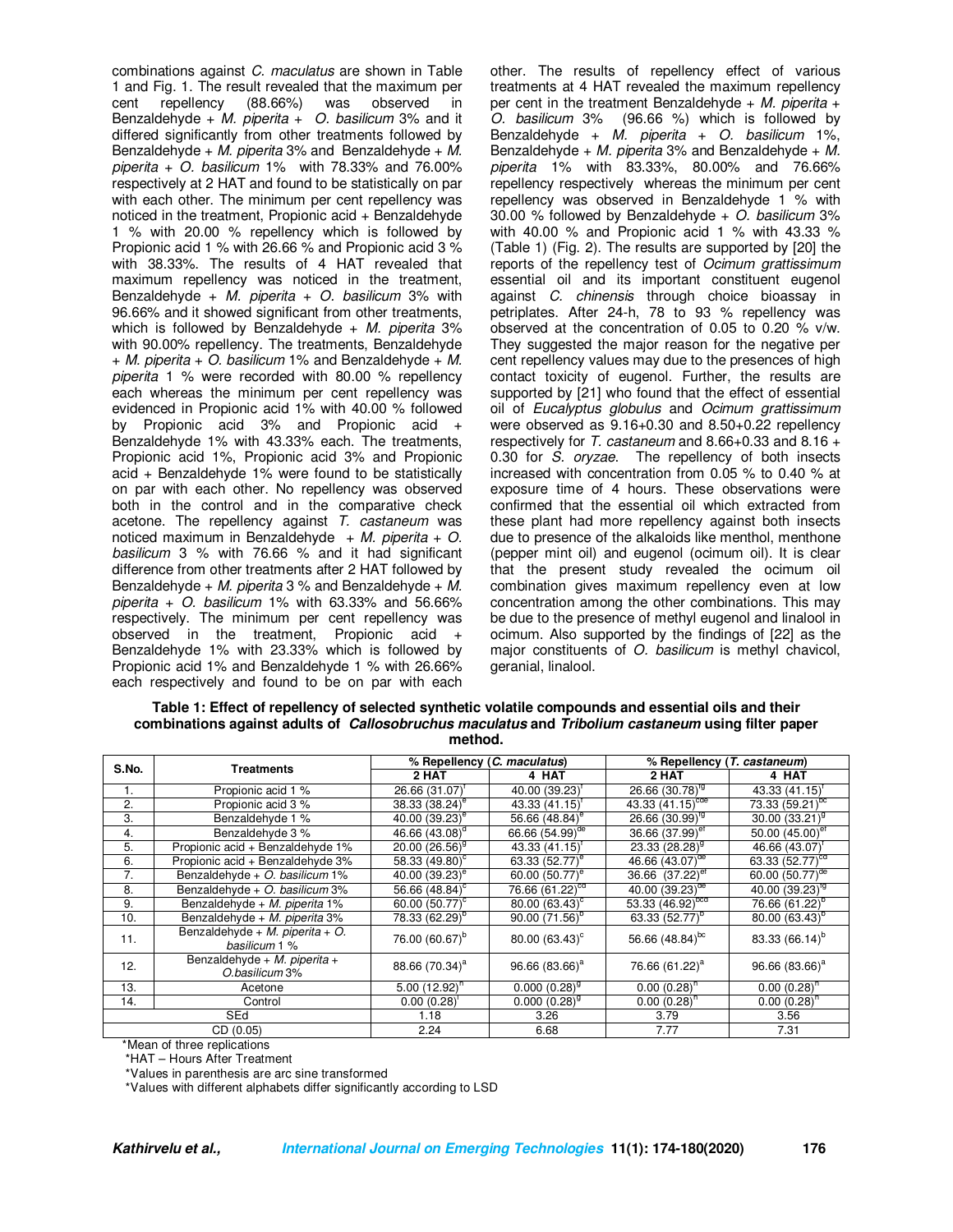combinations against *C. maculatus* are shown in Table 1 and Fig. 1. The result revealed that the maximum per cent repellency (88.66%) was observed in Benzaldehyde + *M. piperita* + *O. basilicum* 3% and it differed significantly from other treatments followed by Benzaldehyde + *M. piperita* 3% and Benzaldehyde + *M. piperita* + *O. basilicum* 1% with 78.33% and 76.00% respectively at 2 HAT and found to be statistically on par with each other. The minimum per cent repellency was noticed in the treatment, Propionic acid + Benzaldehyde 1 % with 20.00 % repellency which is followed by Propionic acid 1 % with 26.66 % and Propionic acid 3 % with 38.33%. The results of 4 HAT revealed that maximum repellency was noticed in the treatment, Benzaldehyde + *M. piperita* + *O. basilicum* 3% with 96.66% and it showed significant from other treatments, which is followed by Benzaldehyde + *M. piperita* 3% with 90.00% repellency. The treatments, Benzaldehyde + *M. piperita* + *O. basilicum* 1% and Benzaldehyde + *M. piperita* 1 % were recorded with 80.00 % repellency each whereas the minimum per cent repellency was evidenced in Propionic acid 1% with 40.00 % followed by Propionic acid 3% and Propionic acid + Benzaldehyde 1% with 43.33% each. The treatments, Propionic acid 1%, Propionic acid 3% and Propionic acid + Benzaldehyde 1% were found to be statistically on par with each other. No repellency was observed both in the control and in the comparative check acetone. The repellency against *T. castaneum* was noticed maximum in Benzaldehyde + *M. piperita* + *O. basilicum* 3 % with 76.66 % and it had significant difference from other treatments after 2 HAT followed by Benzaldehyde + *M. piperita* 3 % and Benzaldehyde + *M. piperita* + *O. basilicum* 1% with 63.33% and 56.66% respectively. The minimum per cent repellency was observed in the treatment, Propionic acid + Benzaldehyde 1% with 23.33% which is followed by Propionic acid 1% and Benzaldehyde 1 % with 26.66% each respectively and found to be on par with each other. The results of repellency effect of various treatments at 4 HAT revealed the maximum repellency per cent in the treatment Benzaldehyde + *M. piperita* + *O. basilicum* 3% (96.66 %) which is followed by Benzaldehyde + *M. piperita* + *O. basilicum* 1%, Benzaldehyde + *M. piperita* 3% and Benzaldehyde + *M. piperita* 1% with 83.33%, 80.00% and 76.66% repellency respectively whereas the minimum per cent repellency was observed in Benzaldehyde 1 % with 30.00 % followed by Benzaldehyde + *O. basilicum* 3% with 40.00 % and Propionic acid 1 % with 43.33 % (Table 1) (Fig. 2). The results are supported by [20] the reports of the repellency test of *Ocimum grattissimum* essential oil and its important constituent eugenol against *C. chinensis* through choice bioassay in petriplates. After 24-h, 78 to 93 % repellency was observed at the concentration of 0.05 to 0.20 % v/w. They suggested the major reason for the negative per cent repellency values may due to the presences of high contact toxicity of eugenol. Further, the results are supported by [21] who found that the effect of essential oil of *Eucalyptus globulus* and *Ocimum grattissimum* were observed as 9.16+0.30 and 8.50+0.22 repellency respectively for *T. castaneum* and 8.66+0.33 and 8.16 + 0.30 for *S. oryzae*. The repellency of both insects increased with concentration from 0.05 % to 0.40 % at exposure time of 4 hours. These observations were confirmed that the essential oil which extracted from these plant had more repellency against both insects due to presence of the alkaloids like menthol, menthone (pepper mint oil) and eugenol (ocimum oil). It is clear that the present study revealed the ocimum oil combination gives maximum repellency even at low concentration among the other combinations. This may be due to the presence of methyl eugenol and linalool in ocimum. Also supported by the findings of [22] as the major constituents of *O. basilicum* is methyl chavicol, geranial, linalool.

**Table 1: Effect of repellency of selected synthetic volatile compounds and essential oils and their combinations against adults of *Callosobruchus maculatus* and *Tribolium castaneum* using filter paper method.**

| S.No. | Treatments | % Repellency (*C. maculatus*) | | % Repellency (*T. castaneum*) | |
|---|---|---|---|---|---|
| | | 2 HAT | 4 HAT | 2 HAT | 4 HAT |
| 1. | Propionic acid 1 % | 26.66 (31.07)[f] | 40.00 (39.23)[f] | 26.66 (30.78)[fg] | 43.33 (41.15)[f] |
| 2. | Propionic acid 3 % | 38.33 (38.24)[e] | 43.33 (41.15)[f] | 43.33 (41.15)[cde] | 73.33 (59.21)[bc] |
| 3. | Benzaldehyde 1 % | 40.00 (39.23)[e] | 56.66 (48.84)[e] | 26.66 (30.99)[fg] | 30.00 (33.21)[g] |
| 4. | Benzaldehyde 3 % | 46.66 (43.08)[d] | 66.66 (54.99)[de] | 36.66 (37.99)[ef] | 50.00 (45.00)[ef] |
| 5. | Propionic acid + Benzaldehyde 1% | 20.00 (26.56)[g] | 43.33 (41.15)[f] | 23.33 (28.28)[g] | 46.66 (43.07)[f] |
| 6. | Propionic acid + Benzaldehyde 3% | 58.33 (49.80)[c] | 63.33 (52.77)[e] | 46.66 (43.07)[de] | 63.33 (52.77)[cd] |
| 7. | Benzaldehyde + *O. basilicum* 1% | 40.00 (39.23)[e] | 60.00 (50.77)[e] | 36.66 (37.22)[ef] | 60.00 (50.77)[de] |
| 8. | Benzaldehyde + *O. basilicum* 3% | 56.66 (48.84)[c] | 76.66 (61.22)[cd] | 40.00 (39.23)[de] | 40.00 (39.23)[fg] |
| 9. | Benzaldehyde + *M. piperita* 1% | 60.00 (50.77)[c] | 80.00 (63.43)[c] | 53.33 (46.92)[bcd] | 76.66 (61.22)[b] |
| 10. | Benzaldehyde + *M. piperita* 3% | 78.33 (62.29)[b] | 90.00 (71.56)[b] | 63.33 (52.77)[b] | 80.00 (63.43)[b] |
| 11. | Benzaldehyde + *M. piperita* + *O. basilicum* 1 % | 76.00 (60.67)[b] | 80.00 (63.43)[c] | 56.66 (48.84)[bc] | 83.33 (66.14)[b] |
| 12. | Benzaldehyde + *M. piperita* + *O.basilicum* 3% | 88.66 (70.34)[a] | 96.66 (83.66)[a] | 76.66 (61.22)[a] | 96.66 (83.66)[a] |
| 13. | Acetone | 5.00 (12.92)[h] | 0.000 (0.28)[g] | 0.00 (0.28)[h] | 0.00 (0.28)[h] |
| 14. | Control | 0.00 (0.28)[i] | 0.000 (0.28)[g] | 0.00 (0.28)[h] | 0.00 (0.28)[h] |
| SEd | | 1.18 | 3.26 | 3.79 | 3.56 |
| CD (0.05) | | 2.24 | 6.68 | 7.77 | 7.31 |

*Mean of three replications
*HAT – Hours After Treatment
*Values in parenthesis are arc sine transformed
*Values with different alphabets differ significantly according to LSD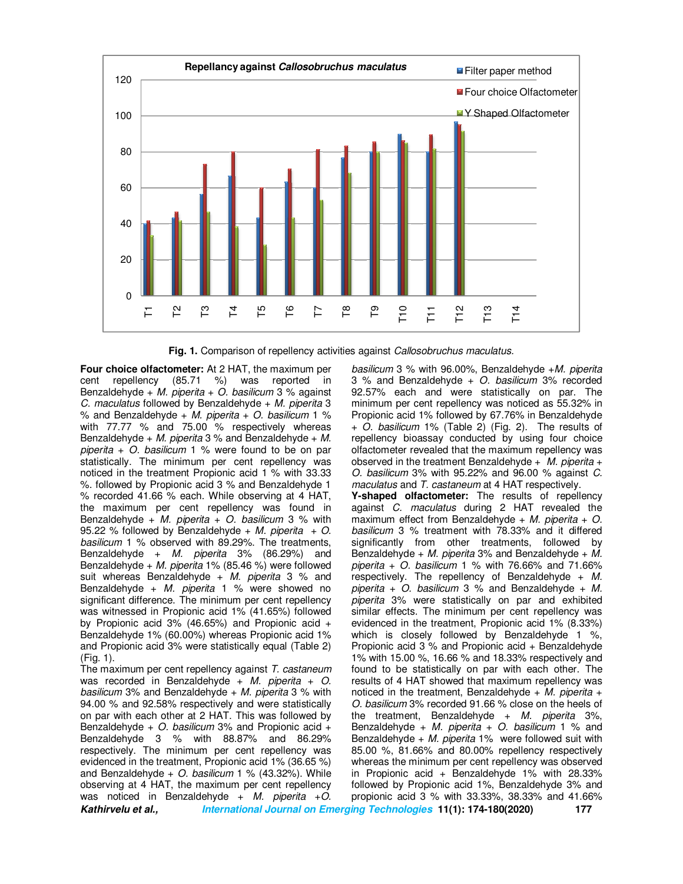**Fig. 1.** Comparison of repellency activities against *Callosobruchus maculatus.*

**Four choice olfactometer:** At 2 HAT, the maximum per cent repellency (85.71 %) was reported in Benzaldehyde + *M. piperita* + *O. basilicum* 3 % against *C. maculatus* followed by Benzaldehyde + *M. piperita* 3 % and Benzaldehyde + *M. piperita* + *O. basilicum* 1 % with 77.77 % and 75.00 % respectively whereas Benzaldehyde + *M. piperita* 3 % and Benzaldehyde + *M. piperita* + *O. basilicum* 1 % were found to be on par statistically. The minimum per cent repellency was noticed in the treatment Propionic acid 1 % with 33.33 %. followed by Propionic acid 3 % and Benzaldehyde 1 % recorded 41.66 % each. While observing at 4 HAT, the maximum per cent repellency was found in Benzaldehyde + *M. piperita* + *O. basilicum* 3 % with 95.22 % followed by Benzaldehyde + *M. piperita* + *O. basilicum* 1 % observed with 89.29%. The treatments, Benzaldehyde + *M. piperita* 3% (86.29%) and Benzaldehyde + *M. piperita* 1% (85.46 %) were followed suit whereas Benzaldehyde + *M. piperita* 3 % and Benzaldehyde + *M. piperita* 1 % were showed no significant difference. The minimum per cent repellency was witnessed in Propionic acid 1% (41.65%) followed by Propionic acid 3% (46.65%) and Propionic acid + Benzaldehyde 1% (60.00%) whereas Propionic acid 1% and Propionic acid 3% were statistically equal (Table 2) (Fig. 1).

The maximum per cent repellency against *T. castaneum* was recorded in Benzaldehyde + *M. piperita* + *O. basilicum* 3% and Benzaldehyde + *M. piperita* 3 % with 94.00 % and 92.58% respectively and were statistically on par with each other at 2 HAT. This was followed by Benzaldehyde + *O. basilicum* 3% and Propionic acid + Benzaldehyde 3 % with 88.87% and 86.29% respectively. The minimum per cent repellency was evidenced in the treatment, Propionic acid 1% (36.65 %) and Benzaldehyde + *O. basilicum* 1 % (43.32%). While observing at 4 HAT, the maximum per cent repellency was noticed in Benzaldehyde + *M. piperita* +*O. basilicum* 3 % with 96.00%, Benzaldehyde +*M. piperita* 3 % and Benzaldehyde + *O. basilicum* 3% recorded 92.57% each and were statistically on par. The minimum per cent repellency was noticed as 55.32% in Propionic acid 1% followed by 67.76% in Benzaldehyde + *O. basilicum* 1% (Table 2) (Fig. 2). The results of repellency bioassay conducted by using four choice olfactometer revealed that the maximum repellency was observed in the treatment Benzaldehyde + *M. piperita* + *O. basilicum* 3% with 95.22% and 96.00 % against *C. maculatus* and *T. castaneum* at 4 HAT respectively.

**Y-shaped olfactometer:** The results of repellency against *C. maculatus* during 2 HAT revealed the maximum effect from Benzaldehyde + *M. piperita* + *O. basilicum* 3 % treatment with 78.33% and it differed significantly from other treatments, followed by Benzaldehyde + *M. piperita* 3% and Benzaldehyde + *M. piperita* + *O. basilicum* 1 % with 76.66% and 71.66% respectively. The repellency of Benzaldehyde + *M. piperita* + *O. basilicum* 3 % and Benzaldehyde + *M. piperita* 3% were statistically on par and exhibited similar effects. The minimum per cent repellency was evidenced in the treatment, Propionic acid 1% (8.33%) which is closely followed by Benzaldehyde 1 %, Propionic acid 3 % and Propionic acid + Benzaldehyde 1% with 15.00 %, 16.66 % and 18.33% respectively and found to be statistically on par with each other. The results of 4 HAT showed that maximum repellency was noticed in the treatment, Benzaldehyde + *M. piperita* + *O. basilicum* 3% recorded 91.66 % close on the heels of the treatment, Benzaldehyde + *M. piperita* 3%, Benzaldehyde + *M. piperita* + *O. basilicum* 1 % and Benzaldehyde + *M. piperita* 1% were followed suit with 85.00 %, 81.66% and 80.00% repellency respectively whereas the minimum per cent repellency was observed in Propionic acid + Benzaldehyde 1% with 28.33% followed by Propionic acid 1%, Benzaldehyde 3% and propionic acid 3 % with 33.33%, 38.33% and 41.66%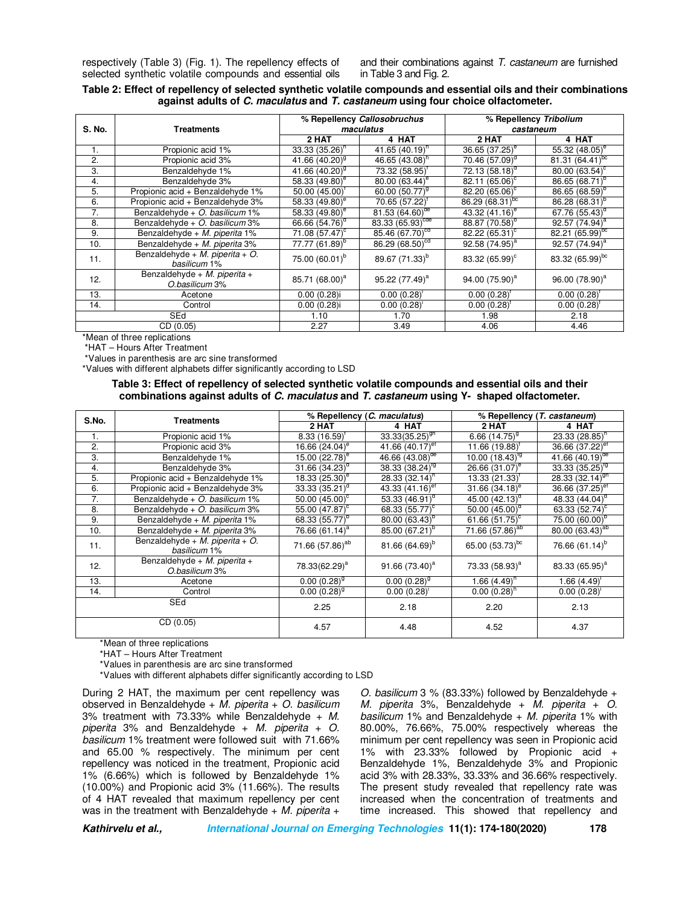respectively (Table 3) (Fig. 1). The repellency effects of selected synthetic volatile compounds and essential oils and their combinations against *T. castaneum* are furnished in Table 3 and Fig. 2.

**Table 2: Effect of repellency of selected synthetic volatile compounds and essential oils and their combinations against adults of *C. maculatus* and *T. castaneum* using four choice olfactometer.**

| S. No. | Treatments | % Repellency *Callosobruchus maculatus* | | % Repellency *Tribolium castaneum* | |
|---|---|---|---|---|---|
| | | 2 HAT | 4 HAT | 2 HAT | 4 HAT |
| 1. | Propionic acid 1% | 33.33 (35.26)[h] | 41.65 (40.19)[h] | 36.65 (37.25)[e] | 55.32 (48.05)[e] |
| 2. | Propionic acid 3% | 41.66 (40.20)[g] | 46.65 (43.08)[h] | 70.46 (57.09)[d] | 81.31 (64.41)[bc] |
| 3. | Benzaldehyde 1% | 41.66 (40.20)[g] | 73.32 (58.95)[f] | 72.13 (58.18)[d] | 80.00 (63.54)[c] |
| 4. | Benzaldehyde 3% | 58.33 (49.80)[e] | 80.00 (63.44)[e] | 82.11 (65.06)[c] | 86.65 (68.71)[b] |
| 5. | Propionic acid + Benzaldehyde 1% | 50.00 (45.00)[f] | 60.00 (50.77)[g] | 82.20 (65.06)[c] | 86.65 (68.59)[b] |
| 6. | Propionic acid + Benzaldehyde 3% | 58.33 (49.80)[e] | 70.65 (57.22)[f] | 86.29 (68.31)[bc] | 86.28 (68.31)[b] |
| 7. | Benzaldehyde + *O. basilicum* 1% | 58.33 (49.80)[e] | 81.53 (64.60)[de] | 43.32 (41.16)[e] | 67.76 (55.43)[d] |
| 8. | Benzaldehyde + *O. basilicum* 3% | 66.66 (54.76)[d] | 83.33 (65.93)[cde] | 88.87 (70.58)[b] | 92.57 (74.94)[a] |
| 9. | Benzaldehyde + *M. piperita* 1% | 71.08 (57.47)[c] | 85.46 (67.70)[cd] | 82.22 (65.31)[c] | 82.21 (65.99)[bc] |
| 10. | Benzaldehyde + *M. piperita* 3% | 77.77 (61.89)[b] | 86.29 (68.50)[cd] | 92.58 (74.95)[a] | 92.57 (74.94)[a] |
| 11. | Benzaldehyde + *M. piperita* + *O. basilicum* 1% | 75.00 (60.01)[b] | 89.67 (71.33)[b] | 83.32 (65.99)[c] | 83.32 (65.99)[bc] |
| 12. | Benzaldehyde + *M. piperita* + *O.basilicum* 3% | 85.71 (68.00)[a] | 95.22 (77.49)[a] | 94.00 (75.90)[a] | 96.00 (78.90)[a] |
| 13. | Acetone | 0.00 (0.28)i | 0.00 (0.28)[i] | 0.00 (0.28)[f] | 0.00 (0.28)[f] |
| 14. | Control | 0.00 (0.28)i | 0.00 (0.28)[i] | 0.00 (0.28)[f] | 0.00 (0.28)[f] |
| SEd | | 1.10 | 1.70 | 1.98 | 2.18 |
| CD (0.05) | | 2.27 | 3.49 | 4.06 | 4.46 |

*Mean of three replications
*HAT – Hours After Treatment
*Values in parenthesis are arc sine transformed
*Values with different alphabets differ significantly according to LSD

**Table 3: Effect of repellency of selected synthetic volatile compounds and essential oils and their combinations against adults of *C. maculatus* and *T. castaneum* using Y- shaped olfactometer.**

| S.No. | Treatments | % Repellency (*C. maculatus*) | | % Repellency (*T. castaneum*) | |
|---|---|---|---|---|---|
| | | 2 HAT | 4 HAT | 2 HAT | 4 HAT |
| 1. | Propionic acid 1% | 8.33 (16.59)[f] | 33.33(35.25)[gh] | 6.66 (14.75)[g] | 23.33 (28.85)[h] |
| 2. | Propionic acid 3% | 16.66 (24.04)[e] | 41.66 (40.17)[ef] | 11.66 (19.88)[f] | 36.66 (37.22)[ef] |
| 3. | Benzaldehyde 1% | 15.00 (22.78)[e] | 46.66 (43.08)[de] | 10.00 (18.43)[fg] | 41.66 (40.19)[de] |
| 4. | Benzaldehyde 3% | 31.66 (34.23)[d] | 38.33 (38.24)[fg] | 26.66 (31.07)[e] | 33.33 (35.25)[fg] |
| 5. | Propionic acid + Benzaldehyde 1% | 18.33 (25.30)[e] | 28.33 (32.14)[h] | 13.33 (21.33)[f] | 28.33 (32.14)[gh] |
| 6. | Propionic acid + Benzaldehyde 3% | 33.33 (35.21)[d] | 43.33 (41.16)[ef] | 31.66 (34.18)[e] | 36.66 (37.25)[ef] |
| 7. | Benzaldehyde + *O. basilicum* 1% | 50.00 (45.00)[c] | 53.33 (46.91)[d] | 45.00 (42.13)[d] | 48.33 (44.04)[d] |
| 8. | Benzaldehyde + *O. basilicum* 3% | 55.00 (47.87)[c] | 68.33 (55.77)[c] | 50.00 (45.00)[d] | 63.33 (52.74)[c] |
| 9. | Benzaldehyde + *M. piperita* 1% | 68.33 (55.77)[b] | 80.00 (63.43)[b] | 61.66 (51.75)[c] | 75.00 (60.00)[b] |
| 10. | Benzaldehyde + *M. piperita* 3% | 76.66 (61.14)[a] | 85.00 (67.21)[b] | 71.66 (57.86)[ab] | 80.00 (63.43)[ab] |
| 11. | Benzaldehyde + *M. piperita* + *O. basilicum* 1% | 71.66 (57.86)[ab] | 81.66 (64.69)[b] | 65.00 (53.73)[bc] | 76.66 (61.14)[b] |
| 12. | Benzaldehyde + *M. piperita* + *O.basilicum* 3% | 78.33(62.29)[a] | 91.66 (73.40)[a] | 73.33 (58.93)[a] | 83.33 (65.95)[a] |
| 13. | Acetone | 0.00 (0.28)[g] | 0.00 (0.28)[g] | 1.66 (4.49)[h] | 1.66 (4.49)[i] |
| 14. | Control | 0.00 (0.28)[g] | 0.00 (0.28)[i] | 0.00 (0.28)[h] | 0.00 (0.28)[i] |
| SEd | | 2.25 | 2.18 | 2.20 | 2.13 |
| CD (0.05) | | 4.57 | 4.48 | 4.52 | 4.37 |

*Mean of three replications
*HAT – Hours After Treatment
*Values in parenthesis are arc sine transformed
*Values with different alphabets differ significantly according to LSD

During 2 HAT, the maximum per cent repellency was observed in Benzaldehyde + *M. piperita* + *O. basilicum* 3% treatment with 73.33% while Benzaldehyde + *M. piperita* 3% and Benzaldehyde + *M. piperita* + *O. basilicum* 1% treatment were followed suit with 71.66% and 65.00 % respectively. The minimum per cent repellency was noticed in the treatment, Propionic acid 1% (6.66%) which is followed by Benzaldehyde 1% (10.00%) and Propionic acid 3% (11.66%). The results of 4 HAT revealed that maximum repellency per cent was in the treatment with Benzaldehyde + *M. piperita* + *O. basilicum* 3 % (83.33%) followed by Benzaldehyde + *M. piperita* 3%, Benzaldehyde + *M. piperita* + *O. basilicum* 1% and Benzaldehyde + *M. piperita* 1% with 80.00%, 76.66%, 75.00% respectively whereas the minimum per cent repellency was seen in Propionic acid 1% with 23.33% followed by Propionic acid + Benzaldehyde 1%, Benzaldehyde 3% and Propionic acid 3% with 28.33%, 33.33% and 36.66% respectively. The present study revealed that repellency rate was increased when the concentration of treatments and time increased. This showed that repellency and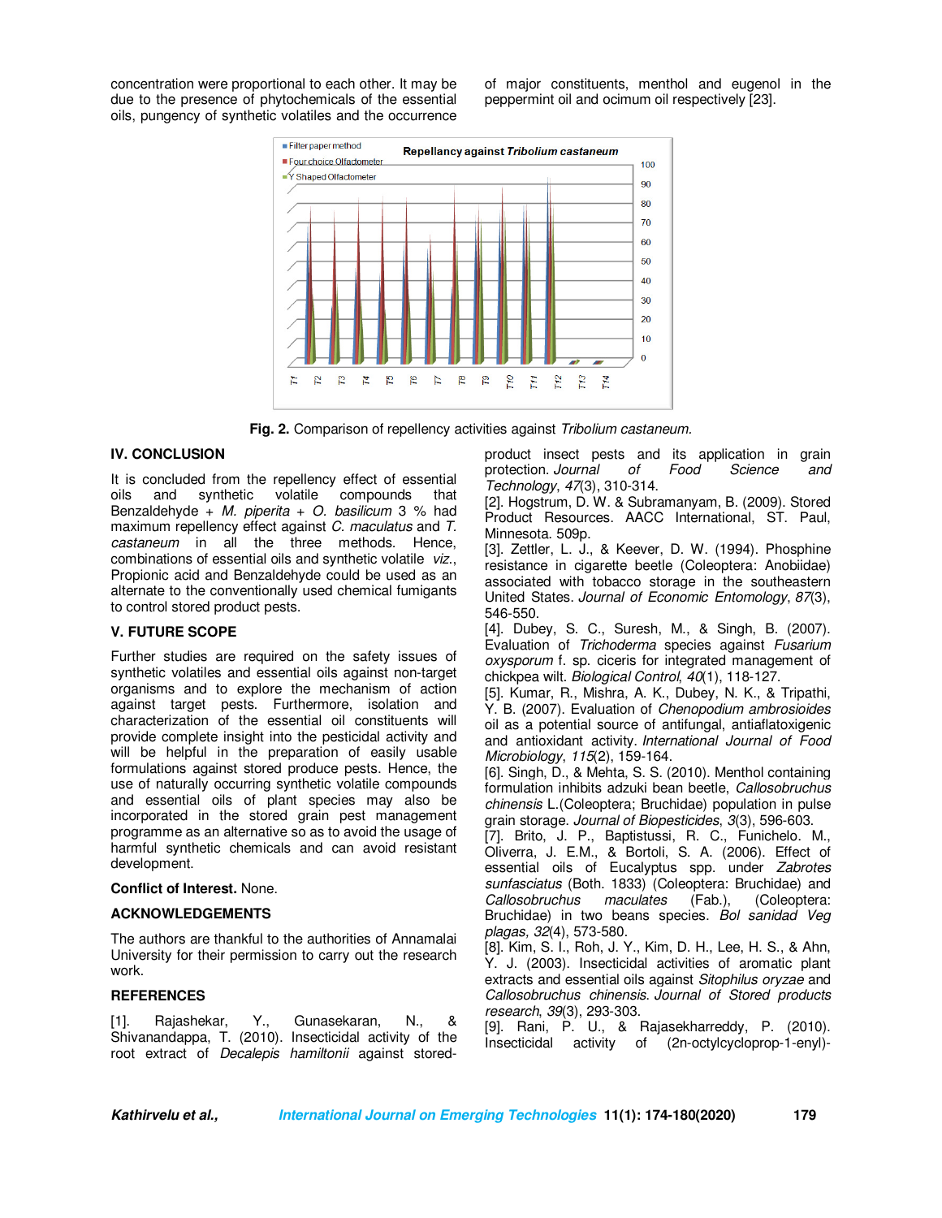concentration were proportional to each other. It may be due to the presence of phytochemicals of the essential oils, pungency of synthetic volatiles and the occurrence of major constituents, menthol and eugenol in the peppermint oil and ocimum oil respectively [23].

**Fig. 2.** Comparison of repellency activities against *Tribolium castaneum*.

## IV. CONCLUSION

It is concluded from the repellency effect of essential oils and synthetic volatile compounds that Benzaldehyde + *M. piperita* + *O. basilicum* 3 % had maximum repellency effect against *C. maculatus* and *T. castaneum* in all the three methods. Hence, combinations of essential oils and synthetic volatile *viz.*, Propionic acid and Benzaldehyde could be used as an alternate to the conventionally used chemical fumigants to control stored product pests.

## V. FUTURE SCOPE

Further studies are required on the safety issues of synthetic volatiles and essential oils against non-target organisms and to explore the mechanism of action against target pests. Furthermore, isolation and characterization of the essential oil constituents will provide complete insight into the pesticidal activity and will be helpful in the preparation of easily usable formulations against stored produce pests. Hence, the use of naturally occurring synthetic volatile compounds and essential oils of plant species may also be incorporated in the stored grain pest management programme as an alternative so as to avoid the usage of harmful synthetic chemicals and can avoid resistant development.

**Conflict of Interest.** None.

## ACKNOWLEDGEMENTS

The authors are thankful to the authorities of Annamalai University for their permission to carry out the research work.

## REFERENCES

[1]. Rajashekar, Y., Gunasekaran, N., & Shivanandappa, T. (2010). Insecticidal activity of the root extract of *Decalepis hamiltonii* against stored-product insect pests and its application in grain protection. *Journal of Food Science and Technology*, *47*(3), 310-314.

[2]. Hogstrum, D. W. & Subramanyam, B. (2009). Stored Product Resources. AACC International, ST. Paul, Minnesota. 509p.

[3]. Zettler, L. J., & Keever, D. W. (1994). Phosphine resistance in cigarette beetle (Coleoptera: Anobiidae) associated with tobacco storage in the southeastern United States. *Journal of Economic Entomology*, *87*(3), 546-550.

[4]. Dubey, S. C., Suresh, M., & Singh, B. (2007). Evaluation of *Trichoderma* species against *Fusarium oxysporum* f. sp. ciceris for integrated management of chickpea wilt. *Biological Control*, *40*(1), 118-127.

[5]. Kumar, R., Mishra, A. K., Dubey, N. K., & Tripathi, Y. B. (2007). Evaluation of *Chenopodium ambrosioides* oil as a potential source of antifungal, antiaflatoxigenic and antioxidant activity. *International Journal of Food Microbiology*, *115*(2), 159-164.

[6]. Singh, D., & Mehta, S. S. (2010). Menthol containing formulation inhibits adzuki bean beetle, *Callosobruchus chinensis* L.(Coleoptera; Bruchidae) population in pulse grain storage. *Journal of Biopesticides*, *3*(3), 596-603.

[7]. Brito, J. P., Baptistussi, R. C., Funichelo. M., Oliverra, J. E.M., & Bortoli, S. A. (2006). Effect of essential oils of Eucalyptus spp. under *Zabrotes sunfasciatus* (Both. 1833) (Coleoptera: Bruchidae) and *Callosobruchus maculates* (Fab.), (Coleoptera: Bruchidae) in two beans species. *Bol sanidad Veg plagas, 32*(4), 573-580.

[8]. Kim, S. I., Roh, J. Y., Kim, D. H., Lee, H. S., & Ahn, Y. J. (2003). Insecticidal activities of aromatic plant extracts and essential oils against *Sitophilus oryzae* and *Callosobruchus chinensis*. *Journal of Stored products research*, *39*(3), 293-303.

[9]. Rani, P. U., & Rajasekharreddy, P. (2010). Insecticidal activity of (2n-octylcycloprop-1-enyl)-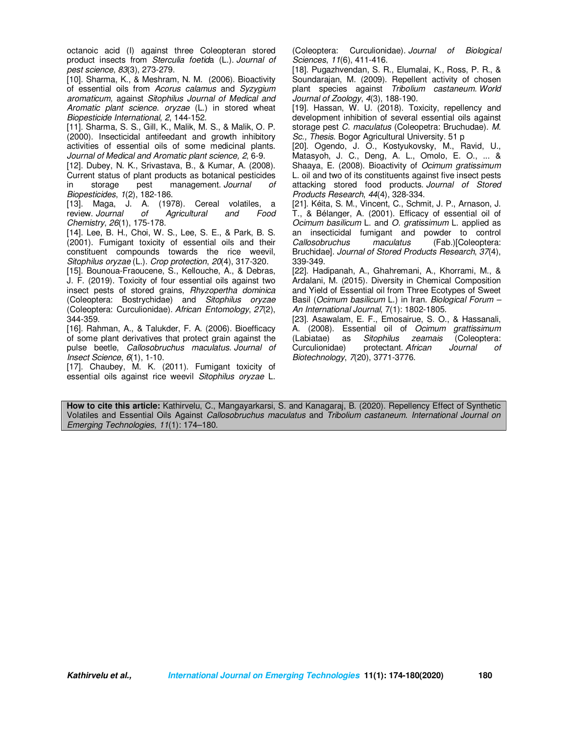octanoic acid (I) against three Coleopteran stored product insects from *Sterculia foetida* (L.). *Journal of pest science*, *83*(3), 273-279.

[10]. Sharma, K., & Meshram, N. M. (2006). Bioactivity of essential oils from *Acorus calamus* and *Syzygium aromaticum,* against *Sitophilus Journal of Medical and Aromatic plant science. oryzae* (L.) in stored wheat *Biopesticide International*, *2*, 144-152.

[11]. Sharma, S. S., Gill, K., Malik, M. S., & Malik, O. P. (2000). Insecticidal antifeedant and growth inhibitory activities of essential oils of some medicinal plants. *Journal of Medical and Aromatic plant science, 2*, 6-9.

[12]. Dubey, N. K., Srivastava, B., & Kumar, A. (2008). Current status of plant products as botanical pesticides in storage pest management. *Journal of Biopesticides*, *1*(2), 182-186.

[13]. Maga, J. A. (1978). Cereal volatiles, a review. *Journal of Agricultural and Food Chemistry*, *26*(1), 175-178.

[14]. Lee, B. H., Choi, W. S., Lee, S. E., & Park, B. S. (2001). Fumigant toxicity of essential oils and their constituent compounds towards the rice weevil, *Sitophilus oryzae* (L.). *Crop protection*, *20*(4), 317-320.

[15]. Bounoua-Fraoucene, S., Kellouche, A., & Debras, J. F. (2019). Toxicity of four essential oils against two insect pests of stored grains, *Rhyzopertha dominica* (Coleoptera: Bostrychidae) and *Sitophilus oryzae* (Coleoptera: Curculionidae). *African Entomology*, *27*(2), 344-359.

[16]. Rahman, A., & Talukder, F. A. (2006). Bioefficacy of some plant derivatives that protect grain against the pulse beetle, *Callosobruchus maculatus*. *Journal of Insect Science*, *6*(1), 1-10.

[17]. Chaubey, M. K. (2011). Fumigant toxicity of essential oils against rice weevil *Sitophilus oryzae* L. (Coleoptera: Curculionidae). *Journal of Biological Sciences*, *11*(6), 411-416.

[18]. Pugazhvendan, S. R., Elumalai, K., Ross, P. R., & Soundarajan, M. (2009). Repellent activity of chosen plant species against *Tribolium castaneum*. *World Journal of Zoology*, *4*(3), 188-190.

[19]. Hassan, W. U. (2018). Toxicity, repellency and development inhibition of several essential oils against storage pest *C. maculatus* (Coleopetra: Bruchudae). *M. Sc., Thesis*. Bogor Agricultural University. 51 p

[20]. Ogendo, J. O., Kostyukovsky, M., Ravid, U., Matasyoh, J. C., Deng, A. L., Omolo, E. O., ... & Shaaya, E. (2008). Bioactivity of *Ocimum gratissimum* L. oil and two of its constituents against five insect pests attacking stored food products. *Journal of Stored Products Research*, *44*(4), 328-334.

[21]. Kéita, S. M., Vincent, C., Schmit, J. P., Arnason, J. T., & Bélanger, A. (2001). Efficacy of essential oil of *Ocimum basilicum* L. and *O. gratissimum* L. applied as an insecticidal fumigant and powder to control *Callosobruchus maculatus* (Fab.)[Coleoptera: Bruchidae]. *Journal of Stored Products Research*, *37*(4), 339-349.

[22]. Hadipanah, A., Ghahremani, A., Khorrami, M., & Ardalani, M. (2015). Diversity in Chemical Composition and Yield of Essential oil from Three Ecotypes of Sweet Basil (*Ocimum basilicum* L.) in Iran. *Biological Forum – An International Journal*, 7(1): 1802-1805.

[23]. Asawalam, E. F., Emosairue, S. O., & Hassanali, A. (2008). Essential oil of *Ocimum grattissimum* (Labiatae) as *Sitophilus zeamais* (Coleoptera: Curculionidae) protectant. *African Journal of Biotechnology*, *7*(20), 3771-3776.

**How to cite this article:** Kathirvelu, C., Mangayarkarsi, S. and Kanagaraj, B. (2020). Repellency Effect of Synthetic Volatiles and Essential Oils Against *Callosobruchus maculatus* and *Tribolium castaneum*. *International Journal on Emerging Technologies*, *11*(1): 174–180.